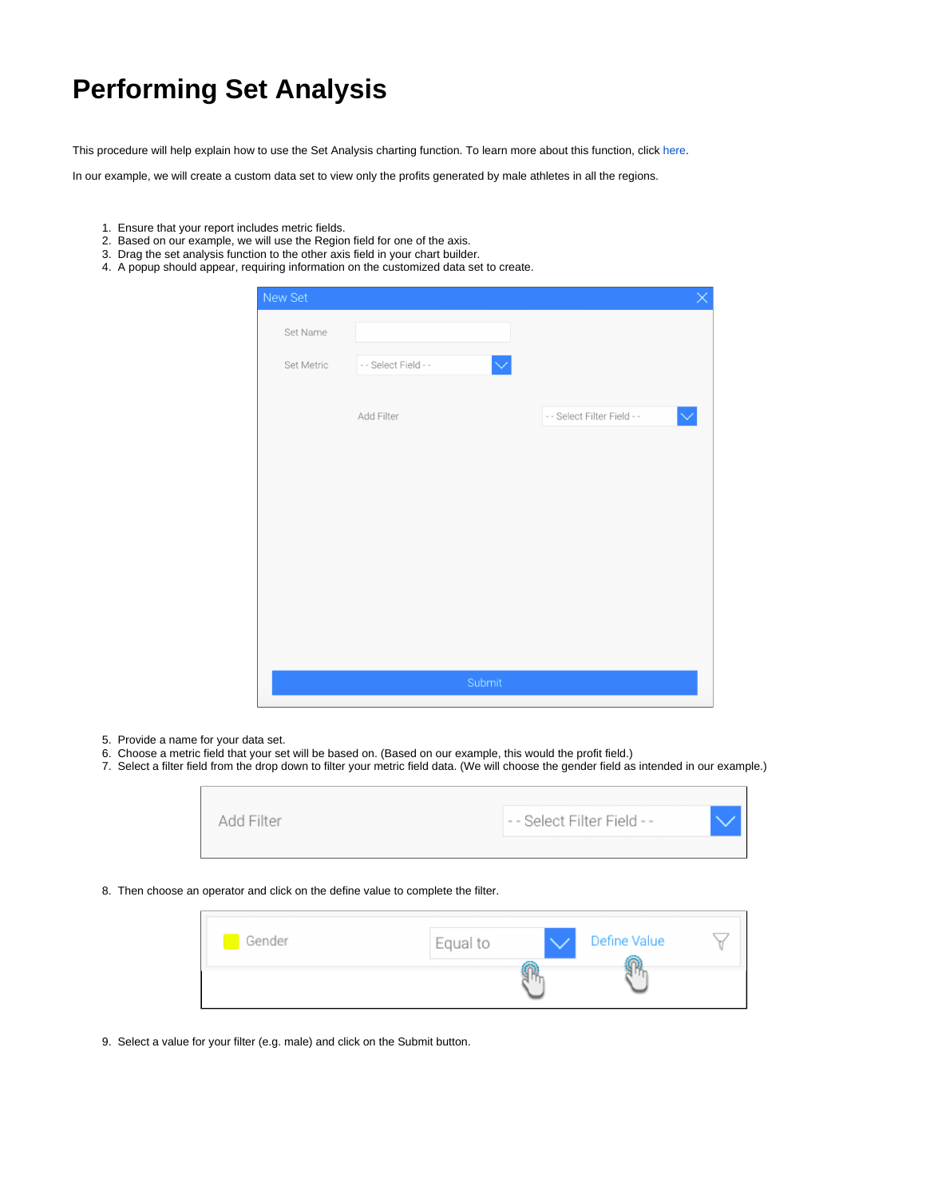# Performing Set Analysis

This procedure will help explain how to use the Set Analysis charting function. To learn more about this function, click here.

In our example, we will create a custom data set to view only the profits generated by male athletes in all the regions.

1. Ensure that your report includes metric fields.
2. Based on our example, we will use the Region field for one of the axis.
3. Drag the set analysis function to the other axis field in your chart builder.
4. A popup should appear, requiring information on the customized data set to create.

5. Provide a name for your data set.
6. Choose a metric field that your set will be based on. (Based on our example, this would the profit field.)
7. Select a filter field from the drop down to filter your metric field data. (We will choose the gender field as intended in our example.)

8. Then choose an operator and click on the define value to complete the filter.

9. Select a value for your filter (e.g. male) and click on the Submit button.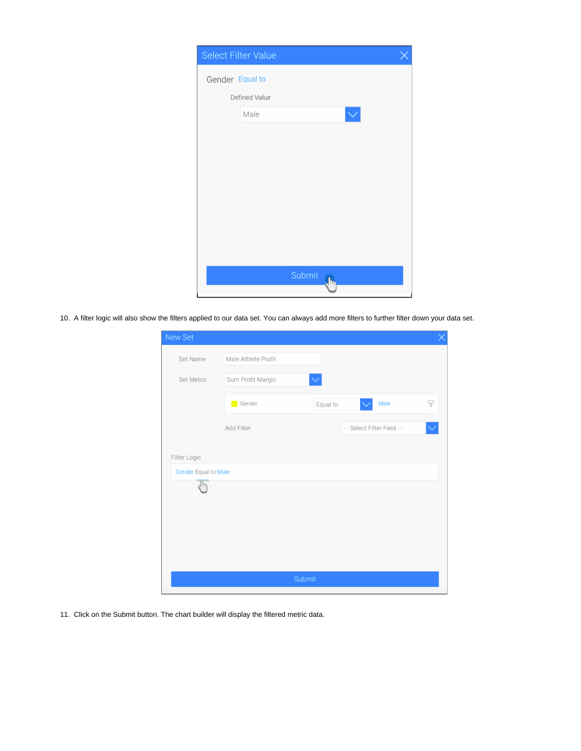10. A filter logic will also show the filters applied to our data set. You can always add more filters to further filter down your data set.

11. Click on the Submit button. The chart builder will display the filtered metric data.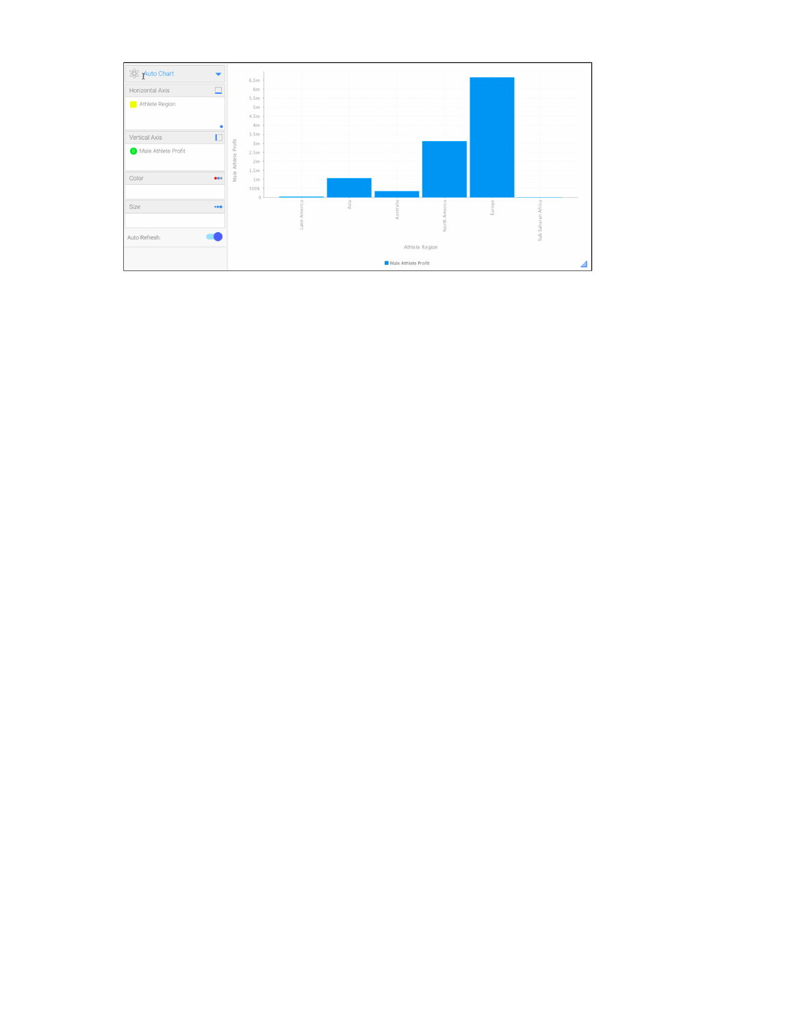Auto Chart

Horizontal Axis

Athlete Region

Vertical Axis

Male Athlete Profit

Color

Size

Auto Refresh:

6.5m
6m
5.5m
5m
4.5m
4m
3.5m
3m
2.5m
2m
1.5m
1m
500k
0

Male Athlete Profit

Latin America
Asia
Australia
North America
Europe
Sub Saharan Africa

Athlete Region

Male Athlete Profit